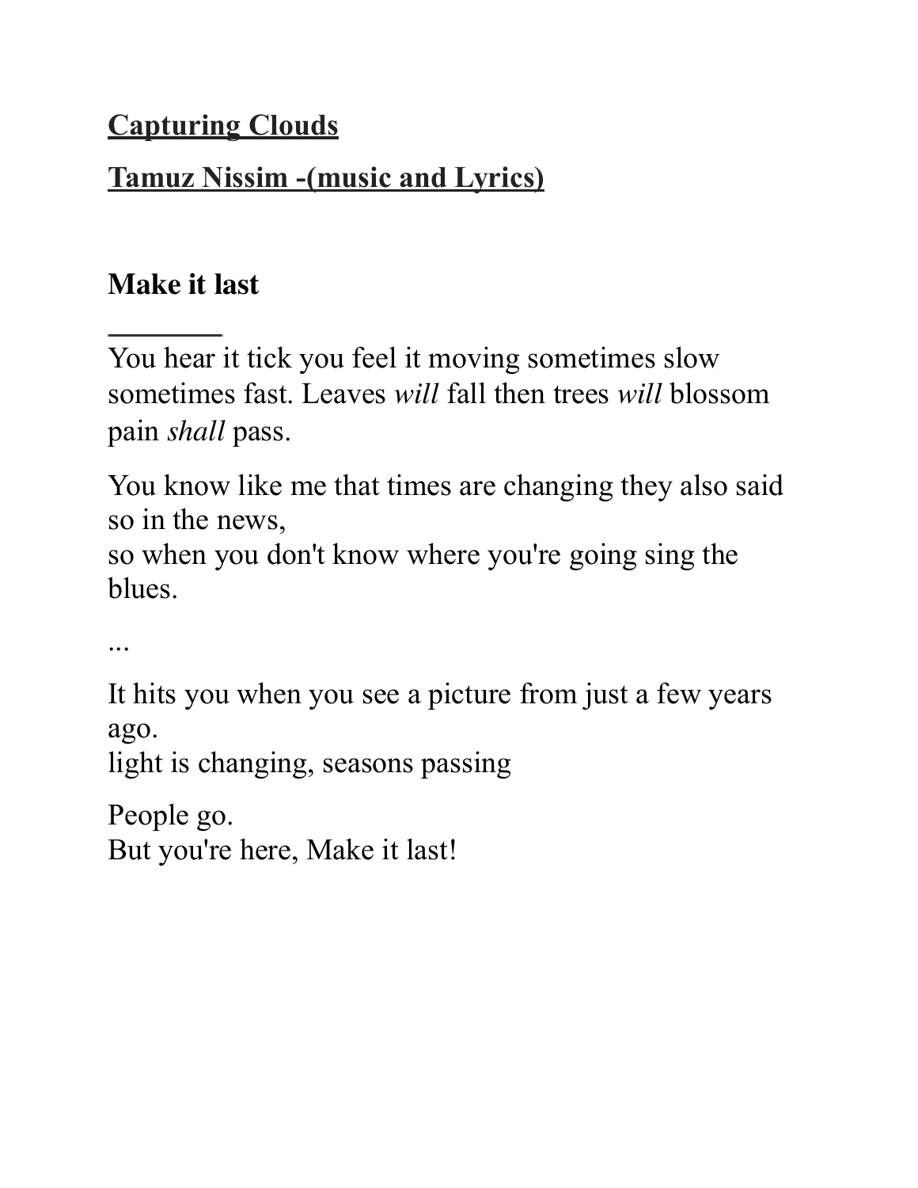**<u>Capturing Clouds</u>**

**<u>Tamuz Nissim -(music and Lyrics)</u>**

**Make it last**

---

You hear it tick you feel it moving sometimes slow sometimes fast. Leaves *will* fall then trees *will* blossom pain *shall* pass.

You know like me that times are changing they also said so in the news,
so when you don't know where you're going sing the blues.

...

It hits you when you see a picture from just a few years ago.
light is changing, seasons passing

People go.
But you're here, Make it last!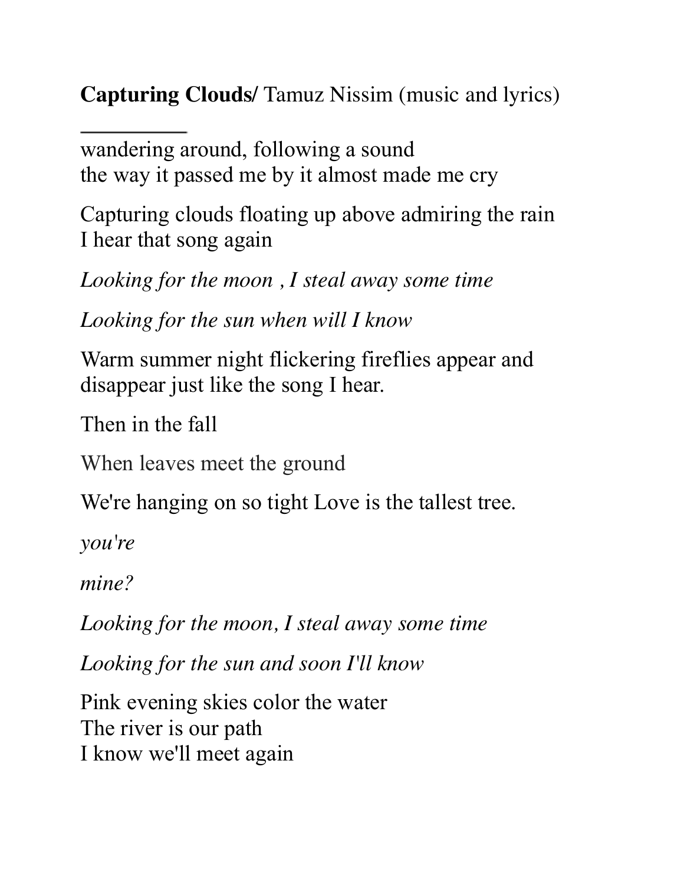**Capturing Clouds/** Tamuz Nissim (music and lyrics)

---

wandering around, following a sound
the way it passed me by it almost made me cry

Capturing clouds floating up above admiring the rain
I hear that song again

*Looking for the moon , I steal away some time*

*Looking for the sun when will I know*

Warm summer night flickering fireflies appear and disappear just like the song I hear.

Then in the fall

When leaves meet the ground

We're hanging on so tight Love is the tallest tree.

*you're*

*mine?*

*Looking for the moon, I steal away some time*

*Looking for the sun and soon I'll know*

Pink evening skies color the water
The river is our path
I know we'll meet again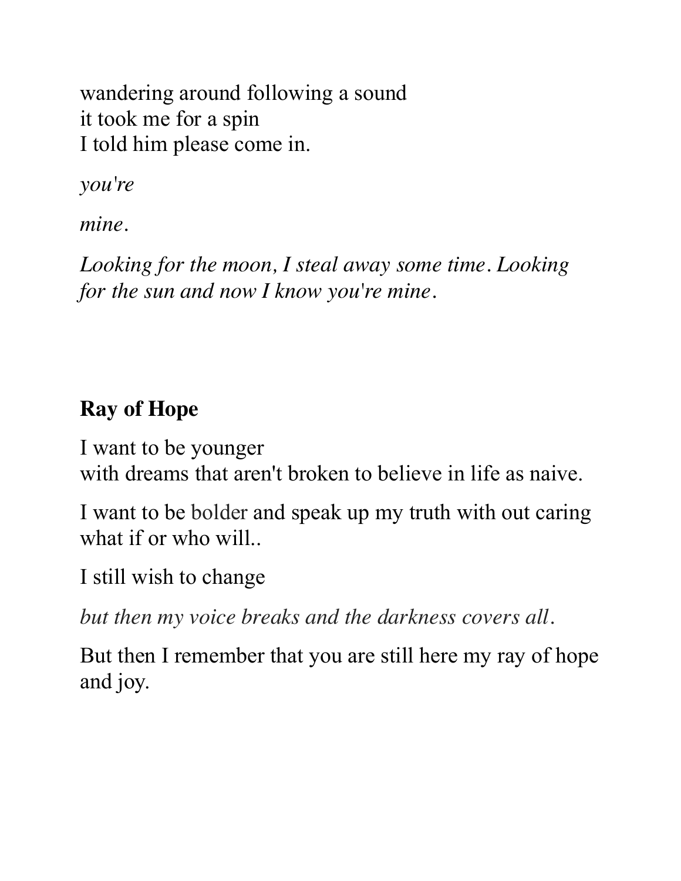wandering around following a sound
it took me for a spin
I told him please come in.

*you're*

*mine.*

*Looking for the moon, I steal away some time. Looking for the sun and now I know you're mine.*

## Ray of Hope

I want to be younger
with dreams that aren't broken to believe in life as naive.

I want to be bolder and speak up my truth with out caring what if or who will..

I still wish to change

*but then my voice breaks and the darkness covers all.*

But then I remember that you are still here my ray of hope and joy.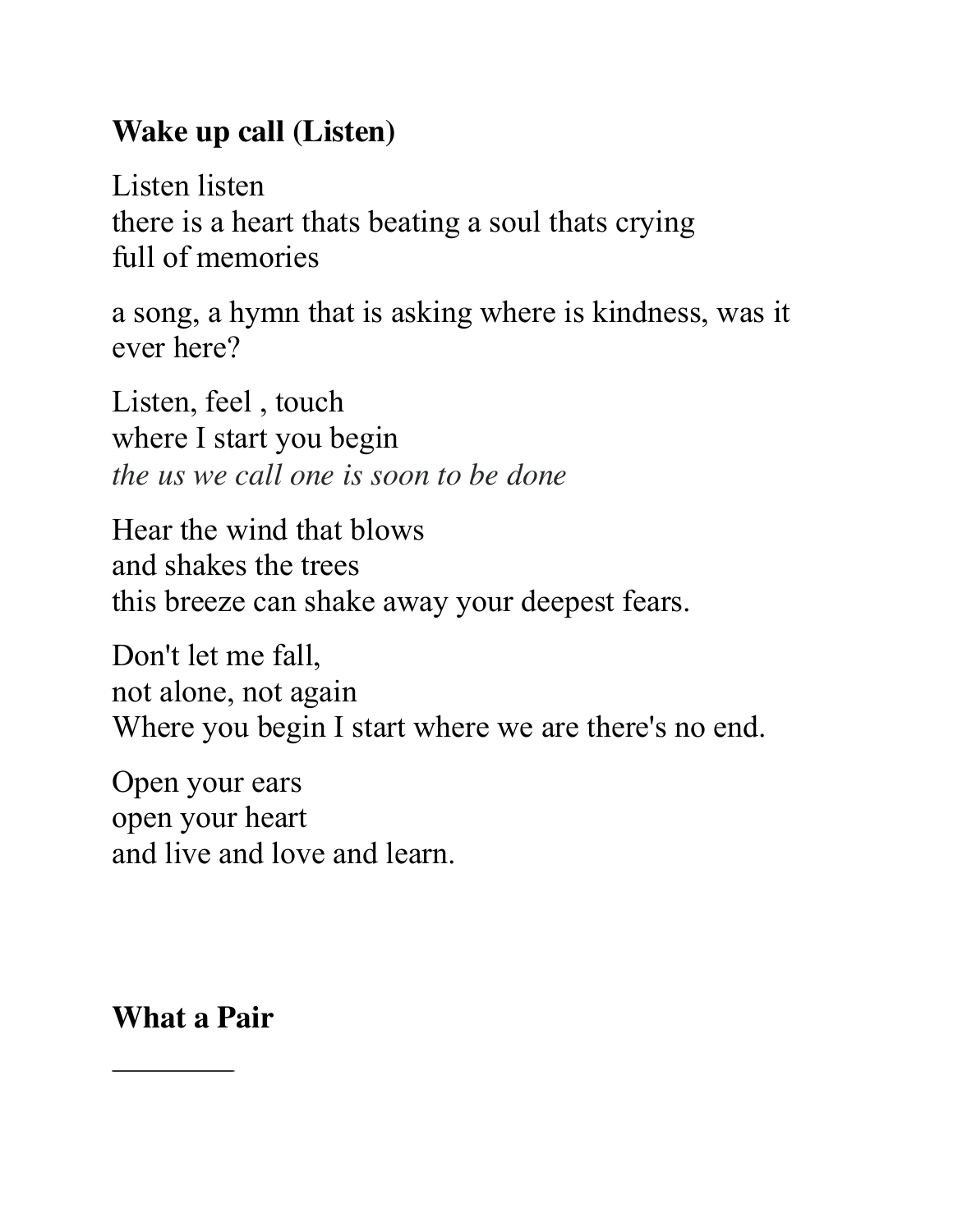**Wake up call (Listen)**

Listen listen
there is a heart thats beating a soul thats crying
full of memories

a song, a hymn that is asking where is kindness, was it ever here?

Listen, feel , touch
where I start you begin
*the us we call one is soon to be done*

Hear the wind that blows
and shakes the trees
this breeze can shake away your deepest fears.

Don't let me fall,
not alone, not again
Where you begin I start where we are there's no end.

Open your ears
open your heart
and live and love and learn.

**What a Pair**

________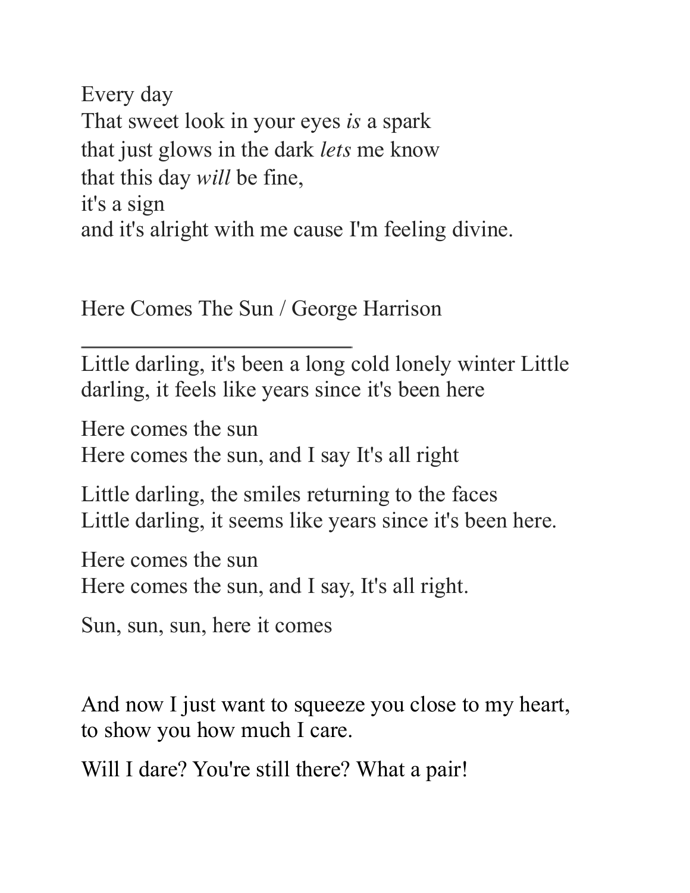Every day
That sweet look in your eyes *is* a spark
that just glows in the dark *lets* me know
that this day *will* be fine,
it's a sign
and it's alright with me cause I'm feeling divine.

Here Comes The Sun / George Harrison

---

Little darling, it's been a long cold lonely winter Little darling, it feels like years since it's been here

Here comes the sun
Here comes the sun, and I say It's all right

Little darling, the smiles returning to the faces
Little darling, it seems like years since it's been here.

Here comes the sun
Here comes the sun, and I say, It's all right.

Sun, sun, sun, here it comes

And now I just want to squeeze you close to my heart, to show you how much I care.

Will I dare? You're still there? What a pair!